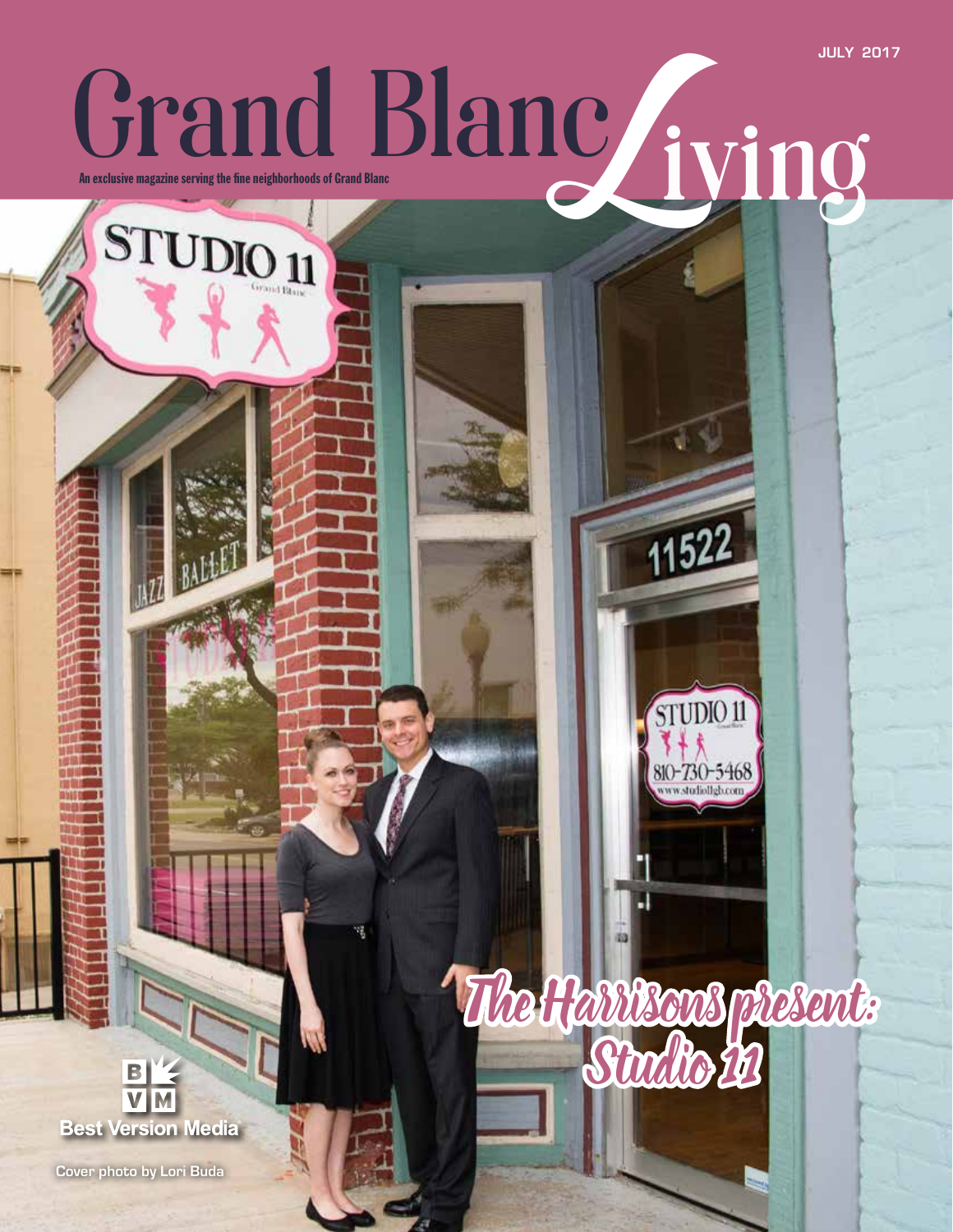JULY 2017

# Grand Blanc Living

An exclusive magazine serving the fine neighborhoods of Grand Blanc

## The Harrisons present: Studio 11

Best Version Media

Cover photo by Lori Buda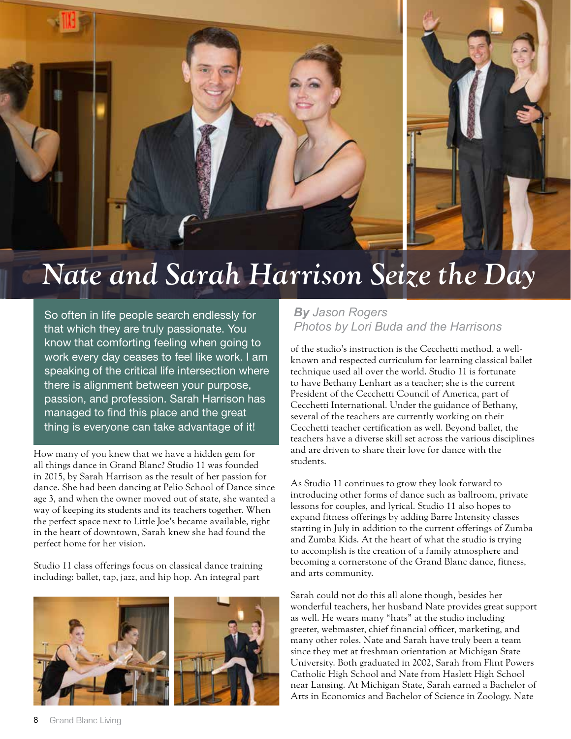# Nate and Sarah Harrison Seize the Day

So often in life people search endlessly for that which they are truly passionate. You know that comforting feeling when going to work every day ceases to feel like work. I am speaking of the critical life intersection where there is alignment between your purpose, passion, and profession. Sarah Harrison has managed to find this place and the great thing is everyone can take advantage of it!

***By** Jason Rogers*
*Photos by Lori Buda and the Harrisons*

How many of you knew that we have a hidden gem for all things dance in Grand Blanc? Studio 11 was founded in 2015, by Sarah Harrison as the result of her passion for dance. She had been dancing at Pelio School of Dance since age 3, and when the owner moved out of state, she wanted a way of keeping its students and its teachers together. When the perfect space next to Little Joe's became available, right in the heart of downtown, Sarah knew she had found the perfect home for her vision.

Studio 11 class offerings focus on classical dance training including: ballet, tap, jazz, and hip hop. An integral part of the studio's instruction is the Cecchetti method, a well-known and respected curriculum for learning classical ballet technique used all over the world. Studio 11 is fortunate to have Bethany Lenhart as a teacher; she is the current President of the Cecchetti Council of America, part of Cecchetti International. Under the guidance of Bethany, several of the teachers are currently working on their Cecchetti teacher certification as well. Beyond ballet, the teachers have a diverse skill set across the various disciplines and are driven to share their love for dance with the students.

As Studio 11 continues to grow they look forward to introducing other forms of dance such as ballroom, private lessons for couples, and lyrical. Studio 11 also hopes to expand fitness offerings by adding Barre Intensity classes starting in July in addition to the current offerings of Zumba and Zumba Kids. At the heart of what the studio is trying to accomplish is the creation of a family atmosphere and becoming a cornerstone of the Grand Blanc dance, fitness, and arts community.

Sarah could not do this all alone though, besides her wonderful teachers, her husband Nate provides great support as well. He wears many "hats" at the studio including greeter, webmaster, chief financial officer, marketing, and many other roles. Nate and Sarah have truly been a team since they met at freshman orientation at Michigan State University. Both graduated in 2002, Sarah from Flint Powers Catholic High School and Nate from Haslett High School near Lansing. At Michigan State, Sarah earned a Bachelor of Arts in Economics and Bachelor of Science in Zoology. Nate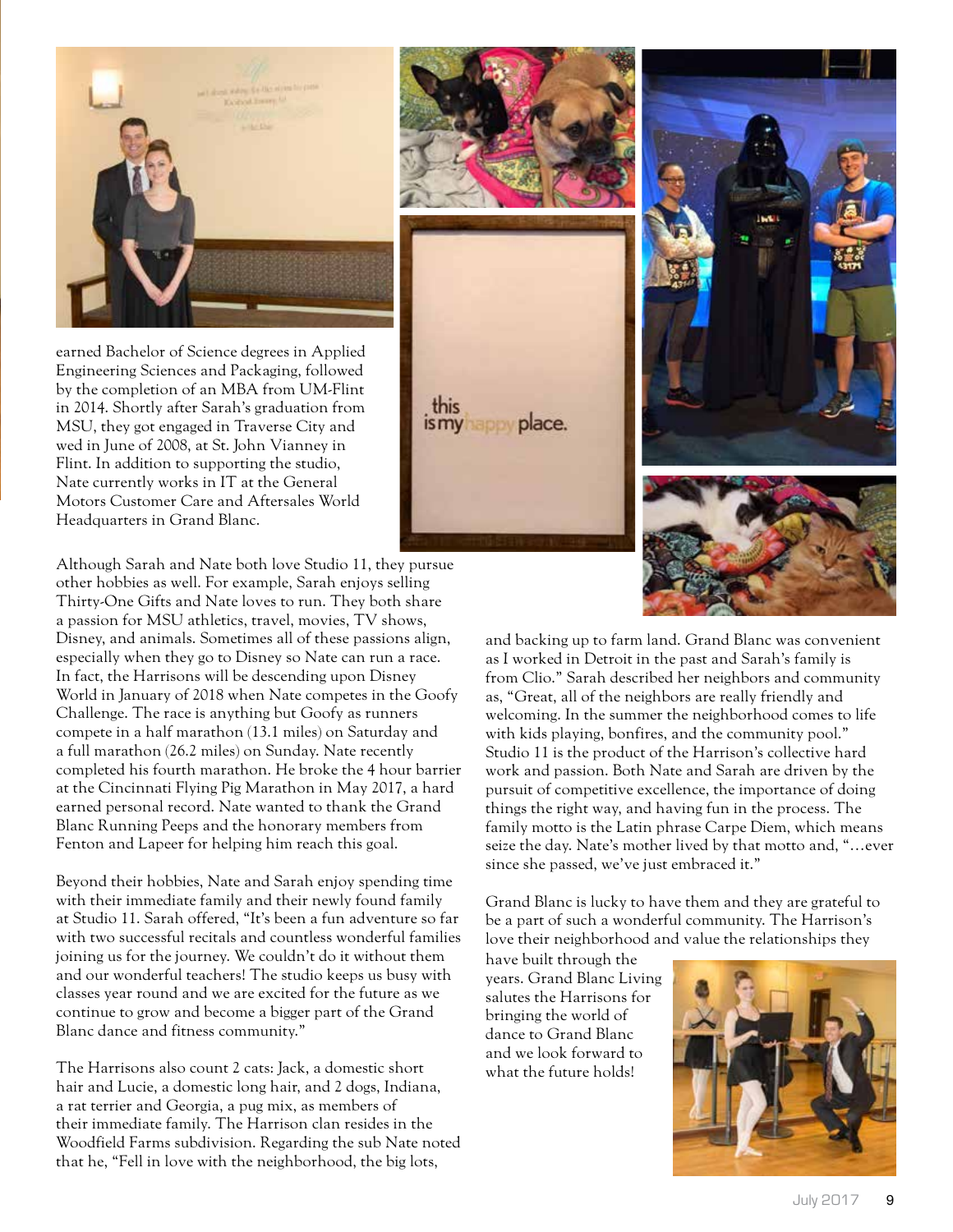earned Bachelor of Science degrees in Applied Engineering Sciences and Packaging, followed by the completion of an MBA from UM-Flint in 2014. Shortly after Sarah's graduation from MSU, they got engaged in Traverse City and wed in June of 2008, at St. John Vianney in Flint. In addition to supporting the studio, Nate currently works in IT at the General Motors Customer Care and Aftersales World Headquarters in Grand Blanc.

Although Sarah and Nate both love Studio 11, they pursue other hobbies as well. For example, Sarah enjoys selling Thirty-One Gifts and Nate loves to run. They both share a passion for MSU athletics, travel, movies, TV shows, Disney, and animals. Sometimes all of these passions align, especially when they go to Disney so Nate can run a race. In fact, the Harrisons will be descending upon Disney World in January of 2018 when Nate competes in the Goofy Challenge. The race is anything but Goofy as runners compete in a half marathon (13.1 miles) on Saturday and a full marathon (26.2 miles) on Sunday. Nate recently completed his fourth marathon. He broke the 4 hour barrier at the Cincinnati Flying Pig Marathon in May 2017, a hard earned personal record. Nate wanted to thank the Grand Blanc Running Peeps and the honorary members from Fenton and Lapeer for helping him reach this goal.

Beyond their hobbies, Nate and Sarah enjoy spending time with their immediate family and their newly found family at Studio 11. Sarah offered, "It's been a fun adventure so far with two successful recitals and countless wonderful families joining us for the journey. We couldn't do it without them and our wonderful teachers! The studio keeps us busy with classes year round and we are excited for the future as we continue to grow and become a bigger part of the Grand Blanc dance and fitness community."

The Harrisons also count 2 cats: Jack, a domestic short hair and Lucie, a domestic long hair, and 2 dogs, Indiana, a rat terrier and Georgia, a pug mix, as members of their immediate family. The Harrison clan resides in the Woodfield Farms subdivision. Regarding the sub Nate noted that he, "Fell in love with the neighborhood, the big lots, and backing up to farm land. Grand Blanc was convenient as I worked in Detroit in the past and Sarah's family is from Clio." Sarah described her neighbors and community as, "Great, all of the neighbors are really friendly and welcoming. In the summer the neighborhood comes to life with kids playing, bonfires, and the community pool." Studio 11 is the product of the Harrison's collective hard work and passion. Both Nate and Sarah are driven by the pursuit of competitive excellence, the importance of doing things the right way, and having fun in the process. The family motto is the Latin phrase Carpe Diem, which means seize the day. Nate's mother lived by that motto and, "…ever since she passed, we've just embraced it."

Grand Blanc is lucky to have them and they are grateful to be a part of such a wonderful community. The Harrison's love their neighborhood and value the relationships they have built through the years. Grand Blanc Living salutes the Harrisons for bringing the world of dance to Grand Blanc and we look forward to what the future holds!